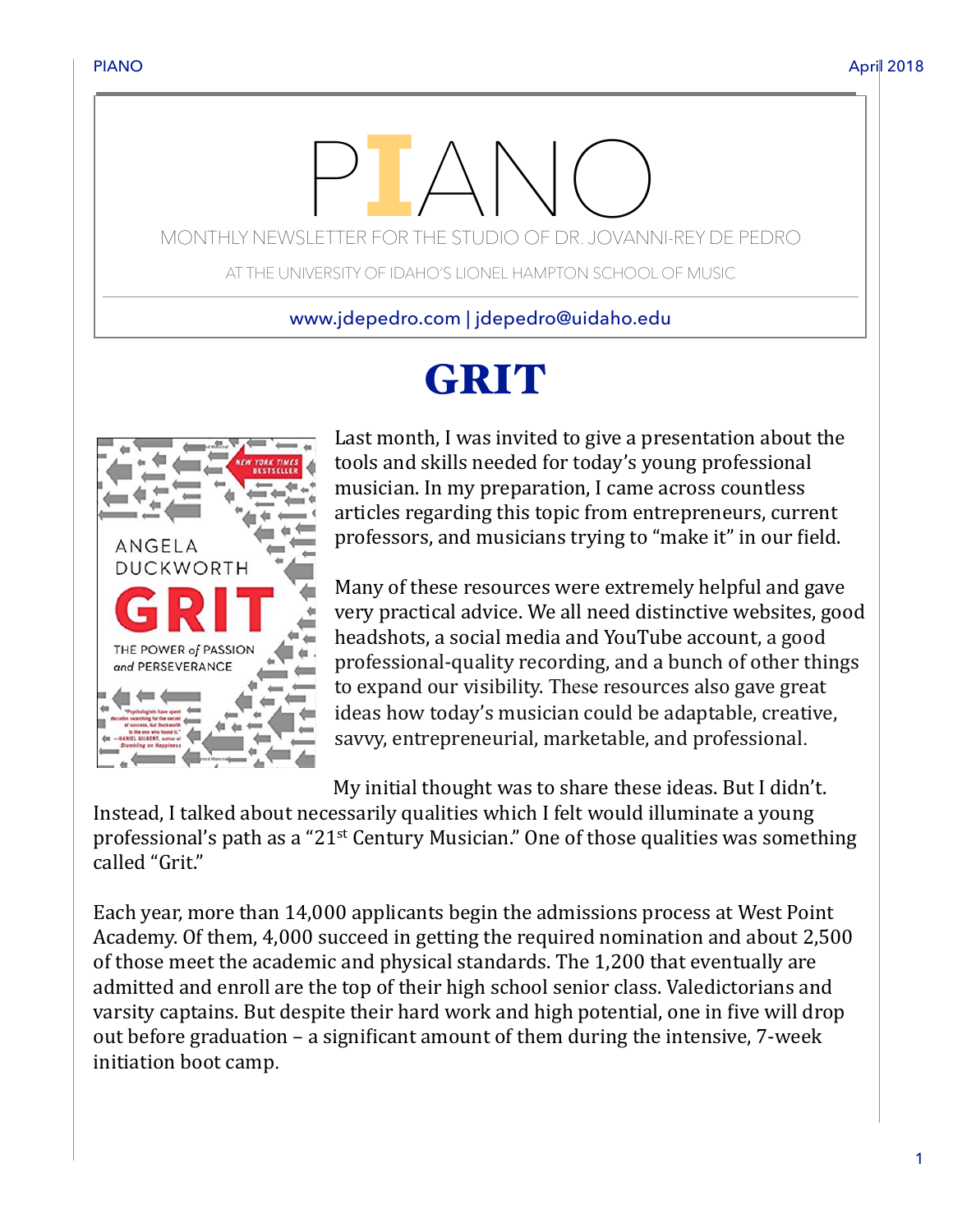# PIANO

MONTHLY NEWSLETTER FOR THE STUDIO OF DR. JOVANNI-REY DE PEDRO

AT THE UNIVERSITY OF IDAHO'S LIONEL HAMPTON SCHOOL OF MUSIC

www.jdepedro.com | jdepedro@uidaho.edu

## GRIT

Last month, I was invited to give a presentation about the tools and skills needed for today's young professional musician. In my preparation, I came across countless articles regarding this topic from entrepreneurs, current professors, and musicians trying to "make it" in our field.

Many of these resources were extremely helpful and gave very practical advice. We all need distinctive websites, good headshots, a social media and YouTube account, a good professional-quality recording, and a bunch of other things to expand our visibility. These resources also gave great ideas how today's musician could be adaptable, creative, savvy, entrepreneurial, marketable, and professional.

My initial thought was to share these ideas. But I didn't. Instead, I talked about necessarily qualities which I felt would illuminate a young professional's path as a "21st Century Musician." One of those qualities was something called "Grit."

Each year, more than 14,000 applicants begin the admissions process at West Point Academy. Of them, 4,000 succeed in getting the required nomination and about 2,500 of those meet the academic and physical standards. The 1,200 that eventually are admitted and enroll are the top of their high school senior class. Valedictorians and varsity captains. But despite their hard work and high potential, one in five will drop out before graduation – a significant amount of them during the intensive, 7-week initiation boot camp.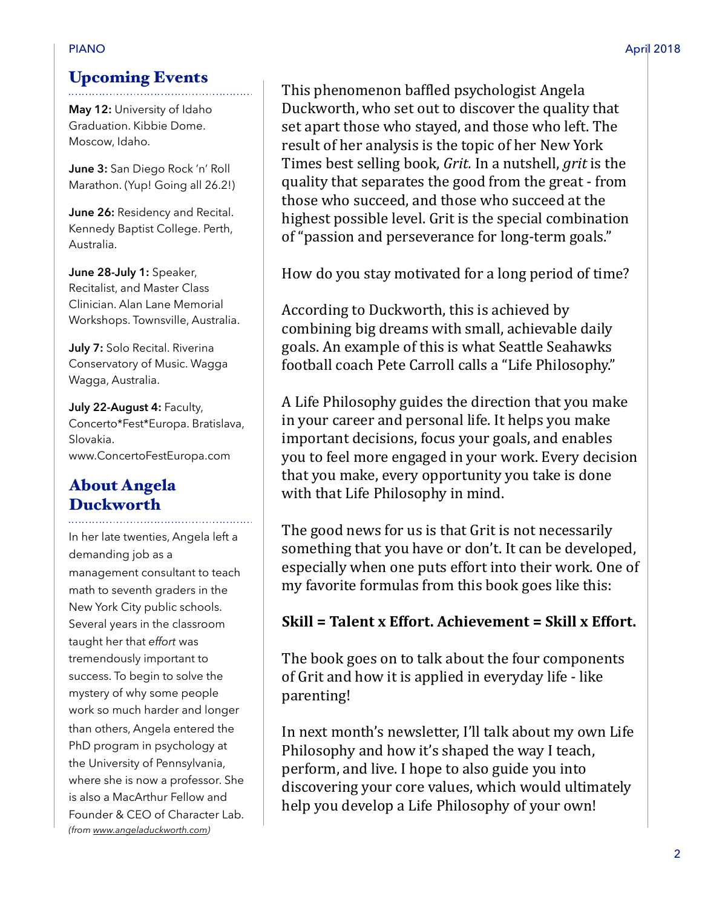## Upcoming Events

**May 12:** University of Idaho Graduation. Kibbie Dome. Moscow, Idaho.

**June 3:** San Diego Rock 'n' Roll Marathon. (Yup! Going all 26.2!)

**June 26:** Residency and Recital. Kennedy Baptist College. Perth, Australia.

**June 28-July 1:** Speaker, Recitalist, and Master Class Clinician. Alan Lane Memorial Workshops. Townsville, Australia.

**July 7:** Solo Recital. Riverina Conservatory of Music. Wagga Wagga, Australia.

**July 22-August 4:** Faculty, Concerto*Fest*Europa. Bratislava, Slovakia. www.ConcertoFestEuropa.com

## About Angela Duckworth

In her late twenties, Angela left a demanding job as a management consultant to teach math to seventh graders in the New York City public schools. Several years in the classroom taught her that *effort* was tremendously important to success. To begin to solve the mystery of why some people work so much harder and longer than others, Angela entered the PhD program in psychology at the University of Pennsylvania, where she is now a professor. She is also a MacArthur Fellow and Founder & CEO of Character Lab.

*(from www.angeladuckworth.com)*

This phenomenon baffled psychologist Angela Duckworth, who set out to discover the quality that set apart those who stayed, and those who left. The result of her analysis is the topic of her New York Times best selling book, *Grit.* In a nutshell, *grit* is the quality that separates the good from the great - from those who succeed, and those who succeed at the highest possible level. Grit is the special combination of "passion and perseverance for long-term goals."

How do you stay motivated for a long period of time?

According to Duckworth, this is achieved by combining big dreams with small, achievable daily goals. An example of this is what Seattle Seahawks football coach Pete Carroll calls a "Life Philosophy."

A Life Philosophy guides the direction that you make in your career and personal life. It helps you make important decisions, focus your goals, and enables you to feel more engaged in your work. Every decision that you make, every opportunity you take is done with that Life Philosophy in mind.

The good news for us is that Grit is not necessarily something that you have or don't. It can be developed, especially when one puts effort into their work. One of my favorite formulas from this book goes like this:

**Skill = Talent x Effort. Achievement = Skill x Effort.**

The book goes on to talk about the four components of Grit and how it is applied in everyday life - like parenting!

In next month's newsletter, I'll talk about my own Life Philosophy and how it's shaped the way I teach, perform, and live. I hope to also guide you into discovering your core values, which would ultimately help you develop a Life Philosophy of your own!